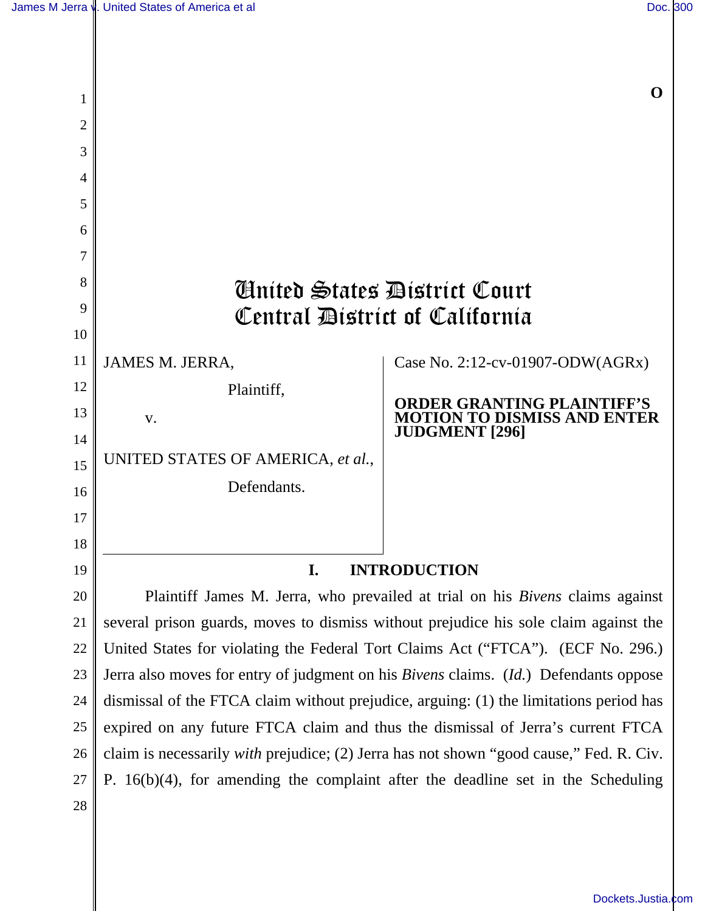O

# United States District Court
# Central District of California

JAMES M. JERRA,

Plaintiff,

v.

UNITED STATES OF AMERICA, *et al.*,

Defendants.

Case No. 2:12-cv-01907-ODW(AGRx)

**ORDER GRANTING PLAINTIFF'S MOTION TO DISMISS AND ENTER JUDGMENT [296]**

## I. INTRODUCTION

Plaintiff James M. Jerra, who prevailed at trial on his *Bivens* claims against several prison guards, moves to dismiss without prejudice his sole claim against the United States for violating the Federal Tort Claims Act ("FTCA"). (ECF No. 296.) Jerra also moves for entry of judgment on his *Bivens* claims. (*Id.*) Defendants oppose dismissal of the FTCA claim without prejudice, arguing: (1) the limitations period has expired on any future FTCA claim and thus the dismissal of Jerra's current FTCA claim is necessarily *with* prejudice; (2) Jerra has not shown "good cause," Fed. R. Civ. P. 16(b)(4), for amending the complaint after the deadline set in the Scheduling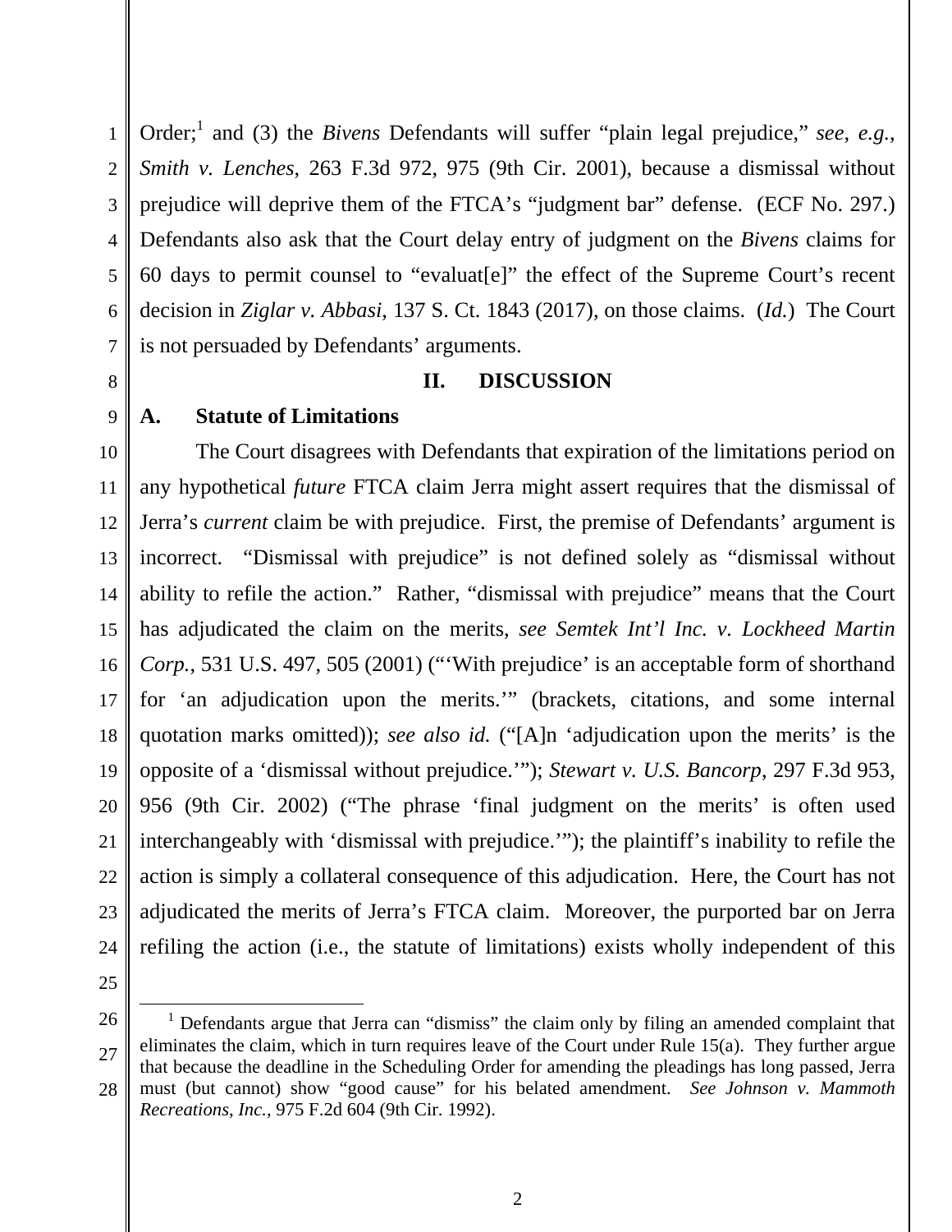Order;[1] and (3) the *Bivens* Defendants will suffer "plain legal prejudice," *see, e.g.*, *Smith v. Lenches*, 263 F.3d 972, 975 (9th Cir. 2001), because a dismissal without prejudice will deprive them of the FTCA's "judgment bar" defense. (ECF No. 297.) Defendants also ask that the Court delay entry of judgment on the *Bivens* claims for 60 days to permit counsel to "evaluat[e]" the effect of the Supreme Court's recent decision in *Ziglar v. Abbasi*, 137 S. Ct. 1843 (2017), on those claims. (*Id.*) The Court is not persuaded by Defendants' arguments.

## II. DISCUSSION

### A. Statute of Limitations

The Court disagrees with Defendants that expiration of the limitations period on any hypothetical *future* FTCA claim Jerra might assert requires that the dismissal of Jerra's *current* claim be with prejudice. First, the premise of Defendants' argument is incorrect. "Dismissal with prejudice" is not defined solely as "dismissal without ability to refile the action." Rather, "dismissal with prejudice" means that the Court has adjudicated the claim on the merits, *see Semtek Int'l Inc. v. Lockheed Martin Corp.*, 531 U.S. 497, 505 (2001) ("'With prejudice' is an acceptable form of shorthand for 'an adjudication upon the merits.'" (brackets, citations, and some internal quotation marks omitted)); *see also id.* ("[A]n 'adjudication upon the merits' is the opposite of a 'dismissal without prejudice.'"); *Stewart v. U.S. Bancorp*, 297 F.3d 953, 956 (9th Cir. 2002) ("The phrase 'final judgment on the merits' is often used interchangeably with 'dismissal with prejudice.'"); the plaintiff's inability to refile the action is simply a collateral consequence of this adjudication. Here, the Court has not adjudicated the merits of Jerra's FTCA claim. Moreover, the purported bar on Jerra refiling the action (i.e., the statute of limitations) exists wholly independent of this

[1] Defendants argue that Jerra can "dismiss" the claim only by filing an amended complaint that eliminates the claim, which in turn requires leave of the Court under Rule 15(a). They further argue that because the deadline in the Scheduling Order for amending the pleadings has long passed, Jerra must (but cannot) show "good cause" for his belated amendment. *See Johnson v. Mammoth Recreations, Inc.*, 975 F.2d 604 (9th Cir. 1992).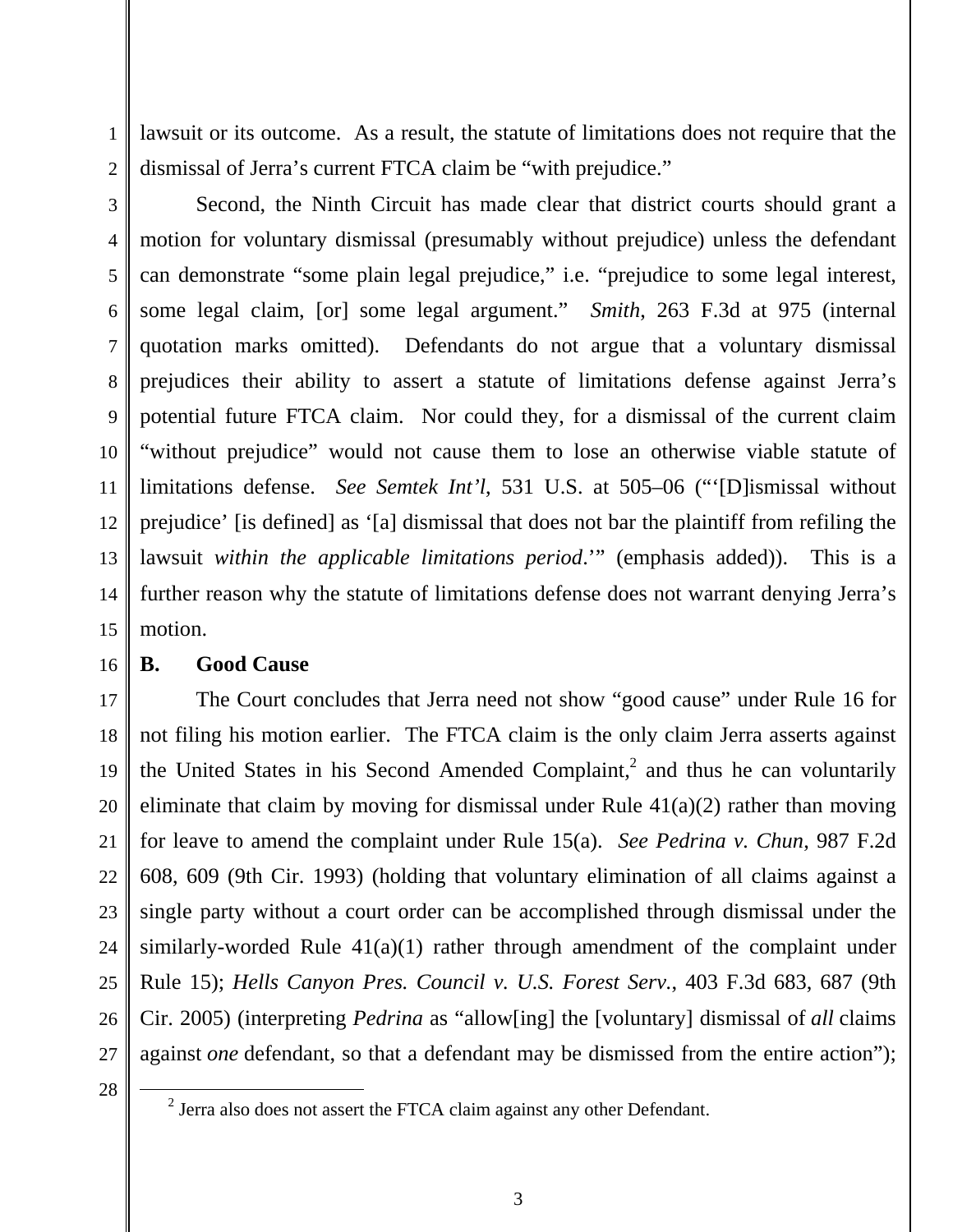lawsuit or its outcome. As a result, the statute of limitations does not require that the dismissal of Jerra's current FTCA claim be "with prejudice."

Second, the Ninth Circuit has made clear that district courts should grant a motion for voluntary dismissal (presumably without prejudice) unless the defendant can demonstrate "some plain legal prejudice," i.e. "prejudice to some legal interest, some legal claim, [or] some legal argument." *Smith*, 263 F.3d at 975 (internal quotation marks omitted). Defendants do not argue that a voluntary dismissal prejudices their ability to assert a statute of limitations defense against Jerra's potential future FTCA claim. Nor could they, for a dismissal of the current claim "without prejudice" would not cause them to lose an otherwise viable statute of limitations defense. *See Semtek Int'l*, 531 U.S. at 505–06 ("'[D]ismissal without prejudice' [is defined] as '[a] dismissal that does not bar the plaintiff from refiling the lawsuit *within the applicable limitations period*.'" (emphasis added)). This is a further reason why the statute of limitations defense does not warrant denying Jerra's motion.

**B. Good Cause**

The Court concludes that Jerra need not show "good cause" under Rule 16 for not filing his motion earlier. The FTCA claim is the only claim Jerra asserts against the United States in his Second Amended Complaint,[2] and thus he can voluntarily eliminate that claim by moving for dismissal under Rule 41(a)(2) rather than moving for leave to amend the complaint under Rule 15(a). *See Pedrina v. Chun*, 987 F.2d 608, 609 (9th Cir. 1993) (holding that voluntary elimination of all claims against a single party without a court order can be accomplished through dismissal under the similarly-worded Rule 41(a)(1) rather through amendment of the complaint under Rule 15); *Hells Canyon Pres. Council v. U.S. Forest Serv.*, 403 F.3d 683, 687 (9th Cir. 2005) (interpreting *Pedrina* as "allow[ing] the [voluntary] dismissal of *all* claims against *one* defendant, so that a defendant may be dismissed from the entire action");

[2] Jerra also does not assert the FTCA claim against any other Defendant.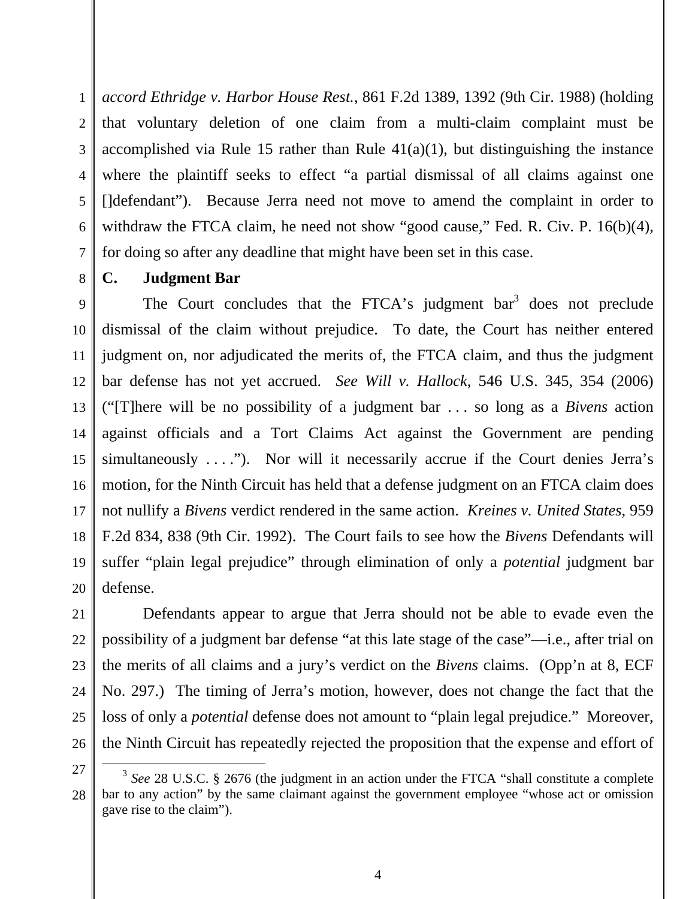*accord Ethridge v. Harbor House Rest.*, 861 F.2d 1389, 1392 (9th Cir. 1988) (holding that voluntary deletion of one claim from a multi-claim complaint must be accomplished via Rule 15 rather than Rule 41(a)(1), but distinguishing the instance where the plaintiff seeks to effect "a partial dismissal of all claims against one []defendant"). Because Jerra need not move to amend the complaint in order to withdraw the FTCA claim, he need not show "good cause," Fed. R. Civ. P. 16(b)(4), for doing so after any deadline that might have been set in this case.

**C. Judgment Bar**

The Court concludes that the FTCA's judgment bar[3] does not preclude dismissal of the claim without prejudice. To date, the Court has neither entered judgment on, nor adjudicated the merits of, the FTCA claim, and thus the judgment bar defense has not yet accrued. *See Will v. Hallock*, 546 U.S. 345, 354 (2006) ("[T]here will be no possibility of a judgment bar . . . so long as a *Bivens* action against officials and a Tort Claims Act against the Government are pending simultaneously . . . ."). Nor will it necessarily accrue if the Court denies Jerra's motion, for the Ninth Circuit has held that a defense judgment on an FTCA claim does not nullify a *Bivens* verdict rendered in the same action. *Kreines v. United States*, 959 F.2d 834, 838 (9th Cir. 1992). The Court fails to see how the *Bivens* Defendants will suffer "plain legal prejudice" through elimination of only a *potential* judgment bar defense.

Defendants appear to argue that Jerra should not be able to evade even the possibility of a judgment bar defense "at this late stage of the case"—i.e., after trial on the merits of all claims and a jury's verdict on the *Bivens* claims. (Opp'n at 8, ECF No. 297.) The timing of Jerra's motion, however, does not change the fact that the loss of only a *potential* defense does not amount to "plain legal prejudice." Moreover, the Ninth Circuit has repeatedly rejected the proposition that the expense and effort of

[3] *See* 28 U.S.C. § 2676 (the judgment in an action under the FTCA "shall constitute a complete bar to any action" by the same claimant against the government employee "whose act or omission gave rise to the claim").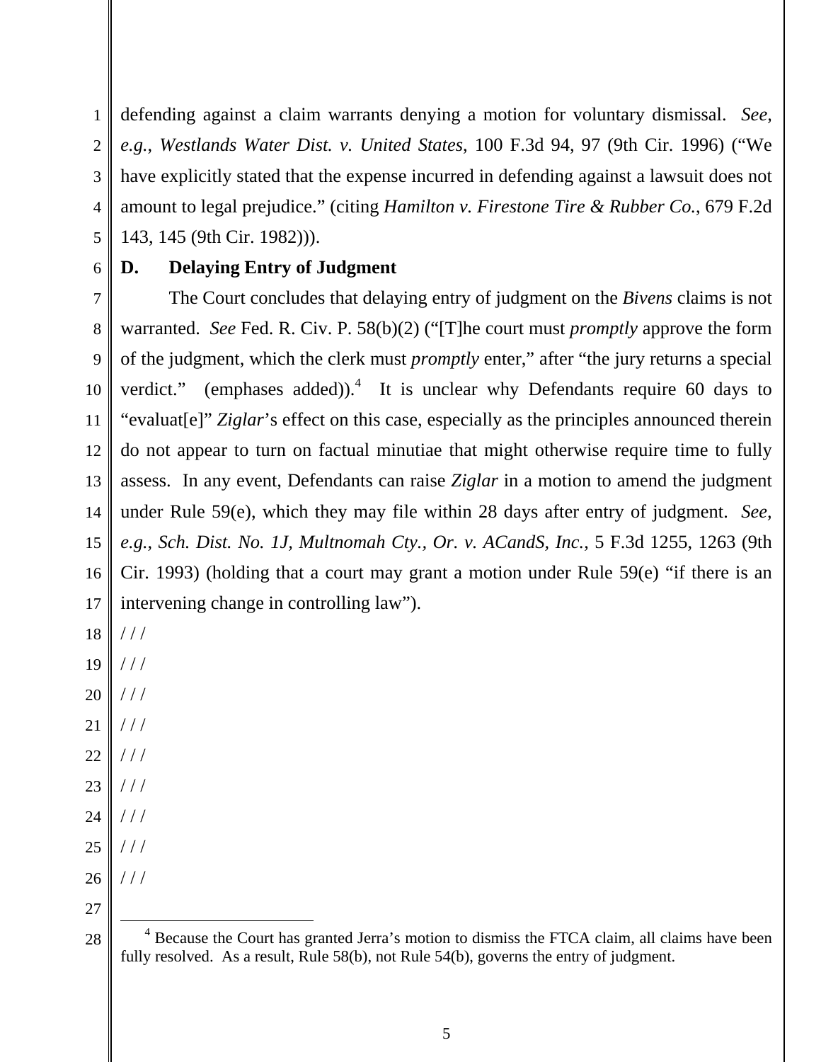defending against a claim warrants denying a motion for voluntary dismissal. *See, e.g.*, *Westlands Water Dist. v. United States*, 100 F.3d 94, 97 (9th Cir. 1996) ("We have explicitly stated that the expense incurred in defending against a lawsuit does not amount to legal prejudice." (citing *Hamilton v. Firestone Tire & Rubber Co.*, 679 F.2d 143, 145 (9th Cir. 1982))).

### D. Delaying Entry of Judgment

The Court concludes that delaying entry of judgment on the *Bivens* claims is not warranted. *See* Fed. R. Civ. P. 58(b)(2) ("[T]he court must *promptly* approve the form of the judgment, which the clerk must *promptly* enter," after "the jury returns a special verdict." (emphases added)).[4] It is unclear why Defendants require 60 days to "evaluat[e]" *Ziglar*'s effect on this case, especially as the principles announced therein do not appear to turn on factual minutiae that might otherwise require time to fully assess. In any event, Defendants can raise *Ziglar* in a motion to amend the judgment under Rule 59(e), which they may file within 28 days after entry of judgment. *See, e.g.*, *Sch. Dist. No. 1J, Multnomah Cty., Or. v. ACandS, Inc.*, 5 F.3d 1255, 1263 (9th Cir. 1993) (holding that a court may grant a motion under Rule 59(e) "if there is an intervening change in controlling law").

/ / /

/ / /

/ / /

/ / /

/ / /

/ / /

/ / /

/ / /

/ / /

---

[4] Because the Court has granted Jerra's motion to dismiss the FTCA claim, all claims have been fully resolved. As a result, Rule 58(b), not Rule 54(b), governs the entry of judgment.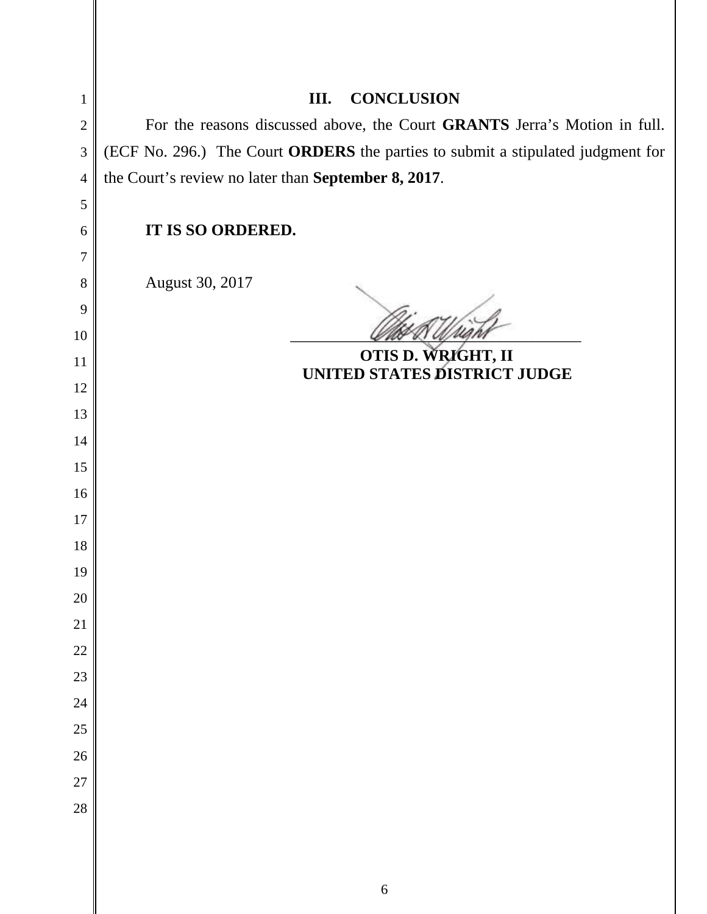## III. CONCLUSION

For the reasons discussed above, the Court **GRANTS** Jerra's Motion in full. (ECF No. 296.) The Court **ORDERS** the parties to submit a stipulated judgment for the Court's review no later than **September 8, 2017**.

**IT IS SO ORDERED.**

August 30, 2017

**OTIS D. WRIGHT, II**
**UNITED STATES DISTRICT JUDGE**